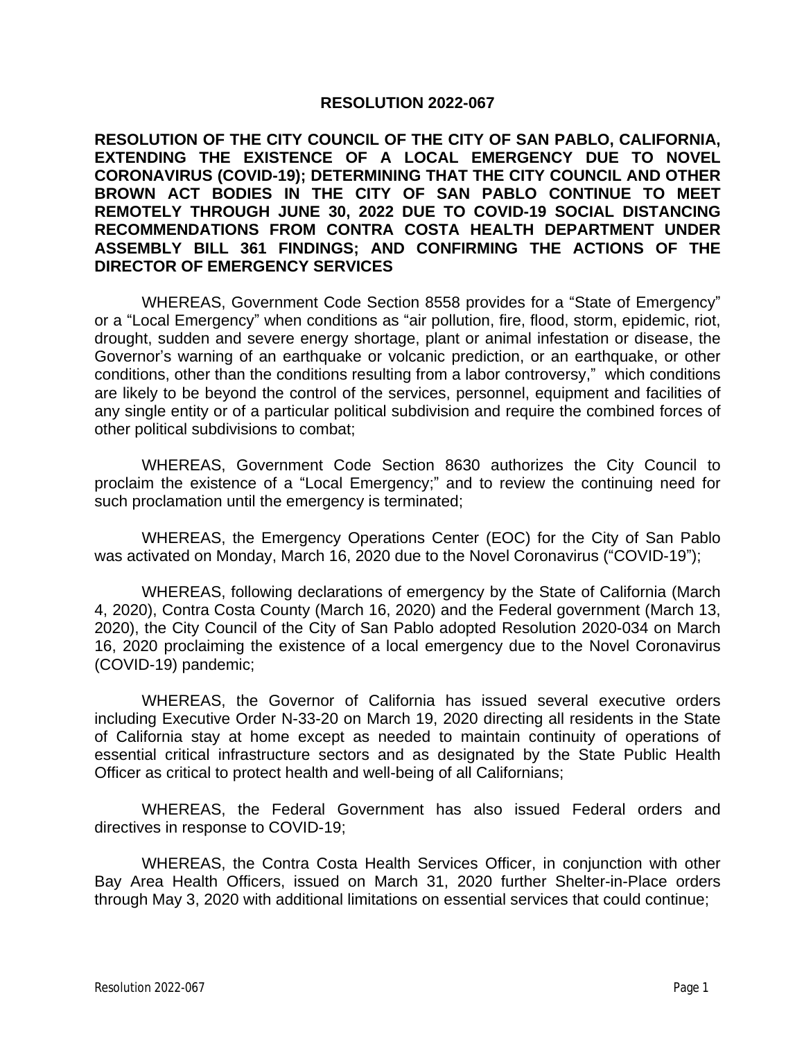# RESOLUTION 2022-067

**RESOLUTION OF THE CITY COUNCIL OF THE CITY OF SAN PABLO, CALIFORNIA, EXTENDING THE EXISTENCE OF A LOCAL EMERGENCY DUE TO NOVEL CORONAVIRUS (COVID-19); DETERMINING THAT THE CITY COUNCIL AND OTHER BROWN ACT BODIES IN THE CITY OF SAN PABLO CONTINUE TO MEET REMOTELY THROUGH JUNE 30, 2022 DUE TO COVID-19 SOCIAL DISTANCING RECOMMENDATIONS FROM CONTRA COSTA HEALTH DEPARTMENT UNDER ASSEMBLY BILL 361 FINDINGS; AND CONFIRMING THE ACTIONS OF THE DIRECTOR OF EMERGENCY SERVICES**

WHEREAS, Government Code Section 8558 provides for a "State of Emergency" or a "Local Emergency" when conditions as "air pollution, fire, flood, storm, epidemic, riot, drought, sudden and severe energy shortage, plant or animal infestation or disease, the Governor's warning of an earthquake or volcanic prediction, or an earthquake, or other conditions, other than the conditions resulting from a labor controversy," which conditions are likely to be beyond the control of the services, personnel, equipment and facilities of any single entity or of a particular political subdivision and require the combined forces of other political subdivisions to combat;

WHEREAS, Government Code Section 8630 authorizes the City Council to proclaim the existence of a "Local Emergency;" and to review the continuing need for such proclamation until the emergency is terminated;

WHEREAS, the Emergency Operations Center (EOC) for the City of San Pablo was activated on Monday, March 16, 2020 due to the Novel Coronavirus ("COVID-19");

WHEREAS, following declarations of emergency by the State of California (March 4, 2020), Contra Costa County (March 16, 2020) and the Federal government (March 13, 2020), the City Council of the City of San Pablo adopted Resolution 2020-034 on March 16, 2020 proclaiming the existence of a local emergency due to the Novel Coronavirus (COVID-19) pandemic;

WHEREAS, the Governor of California has issued several executive orders including Executive Order N-33-20 on March 19, 2020 directing all residents in the State of California stay at home except as needed to maintain continuity of operations of essential critical infrastructure sectors and as designated by the State Public Health Officer as critical to protect health and well-being of all Californians;

WHEREAS, the Federal Government has also issued Federal orders and directives in response to COVID-19;

WHEREAS, the Contra Costa Health Services Officer, in conjunction with other Bay Area Health Officers, issued on March 31, 2020 further Shelter-in-Place orders through May 3, 2020 with additional limitations on essential services that could continue;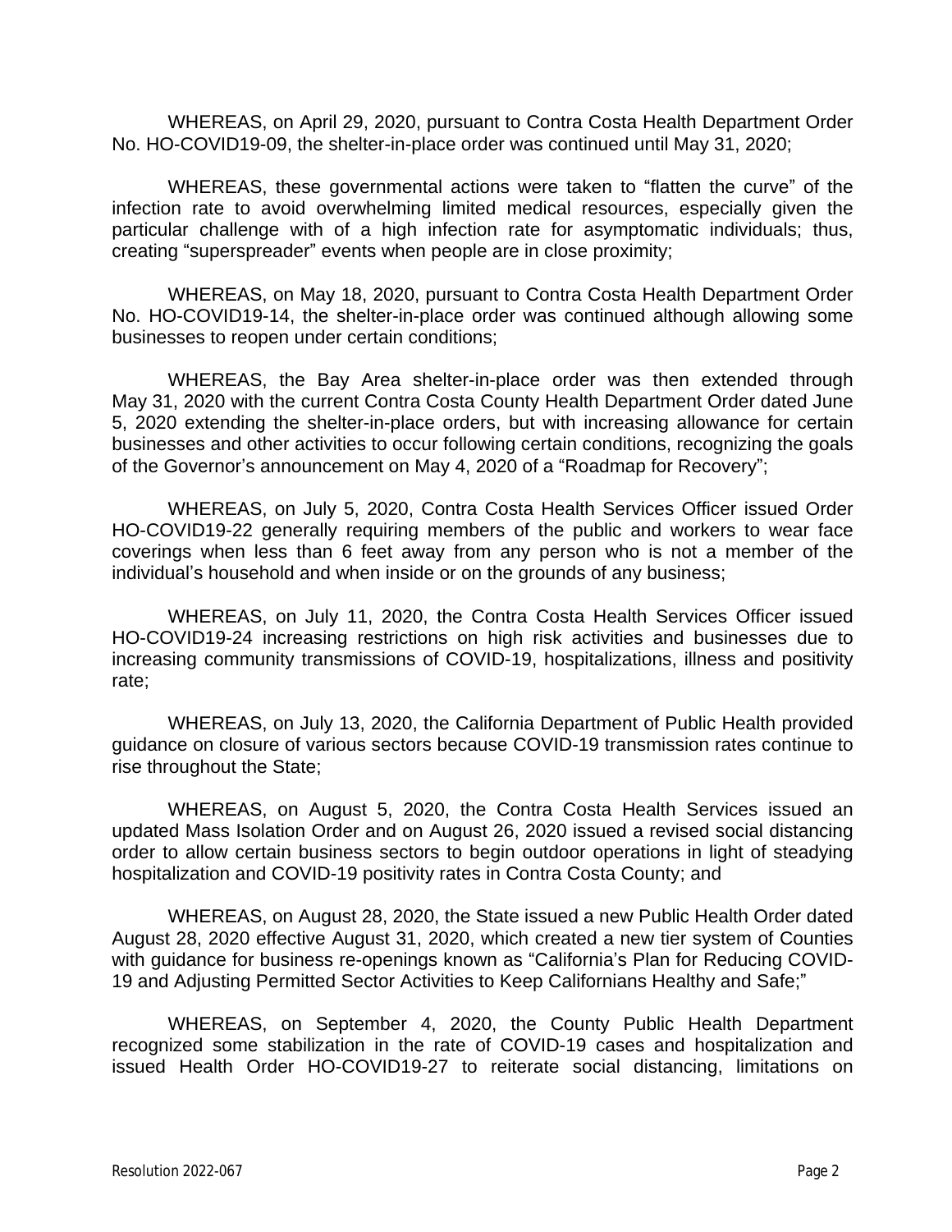WHEREAS, on April 29, 2020, pursuant to Contra Costa Health Department Order No. HO-COVID19-09, the shelter-in-place order was continued until May 31, 2020;

WHEREAS, these governmental actions were taken to "flatten the curve" of the infection rate to avoid overwhelming limited medical resources, especially given the particular challenge with of a high infection rate for asymptomatic individuals; thus, creating "superspreader" events when people are in close proximity;

WHEREAS, on May 18, 2020, pursuant to Contra Costa Health Department Order No. HO-COVID19-14, the shelter-in-place order was continued although allowing some businesses to reopen under certain conditions;

WHEREAS, the Bay Area shelter-in-place order was then extended through May 31, 2020 with the current Contra Costa County Health Department Order dated June 5, 2020 extending the shelter-in-place orders, but with increasing allowance for certain businesses and other activities to occur following certain conditions, recognizing the goals of the Governor's announcement on May 4, 2020 of a "Roadmap for Recovery";

WHEREAS, on July 5, 2020, Contra Costa Health Services Officer issued Order HO-COVID19-22 generally requiring members of the public and workers to wear face coverings when less than 6 feet away from any person who is not a member of the individual's household and when inside or on the grounds of any business;

WHEREAS, on July 11, 2020, the Contra Costa Health Services Officer issued HO-COVID19-24 increasing restrictions on high risk activities and businesses due to increasing community transmissions of COVID-19, hospitalizations, illness and positivity rate;

WHEREAS, on July 13, 2020, the California Department of Public Health provided guidance on closure of various sectors because COVID-19 transmission rates continue to rise throughout the State;

WHEREAS, on August 5, 2020, the Contra Costa Health Services issued an updated Mass Isolation Order and on August 26, 2020 issued a revised social distancing order to allow certain business sectors to begin outdoor operations in light of steadying hospitalization and COVID-19 positivity rates in Contra Costa County; and

WHEREAS, on August 28, 2020, the State issued a new Public Health Order dated August 28, 2020 effective August 31, 2020, which created a new tier system of Counties with guidance for business re-openings known as "California's Plan for Reducing COVID-19 and Adjusting Permitted Sector Activities to Keep Californians Healthy and Safe;"

WHEREAS, on September 4, 2020, the County Public Health Department recognized some stabilization in the rate of COVID-19 cases and hospitalization and issued Health Order HO-COVID19-27 to reiterate social distancing, limitations on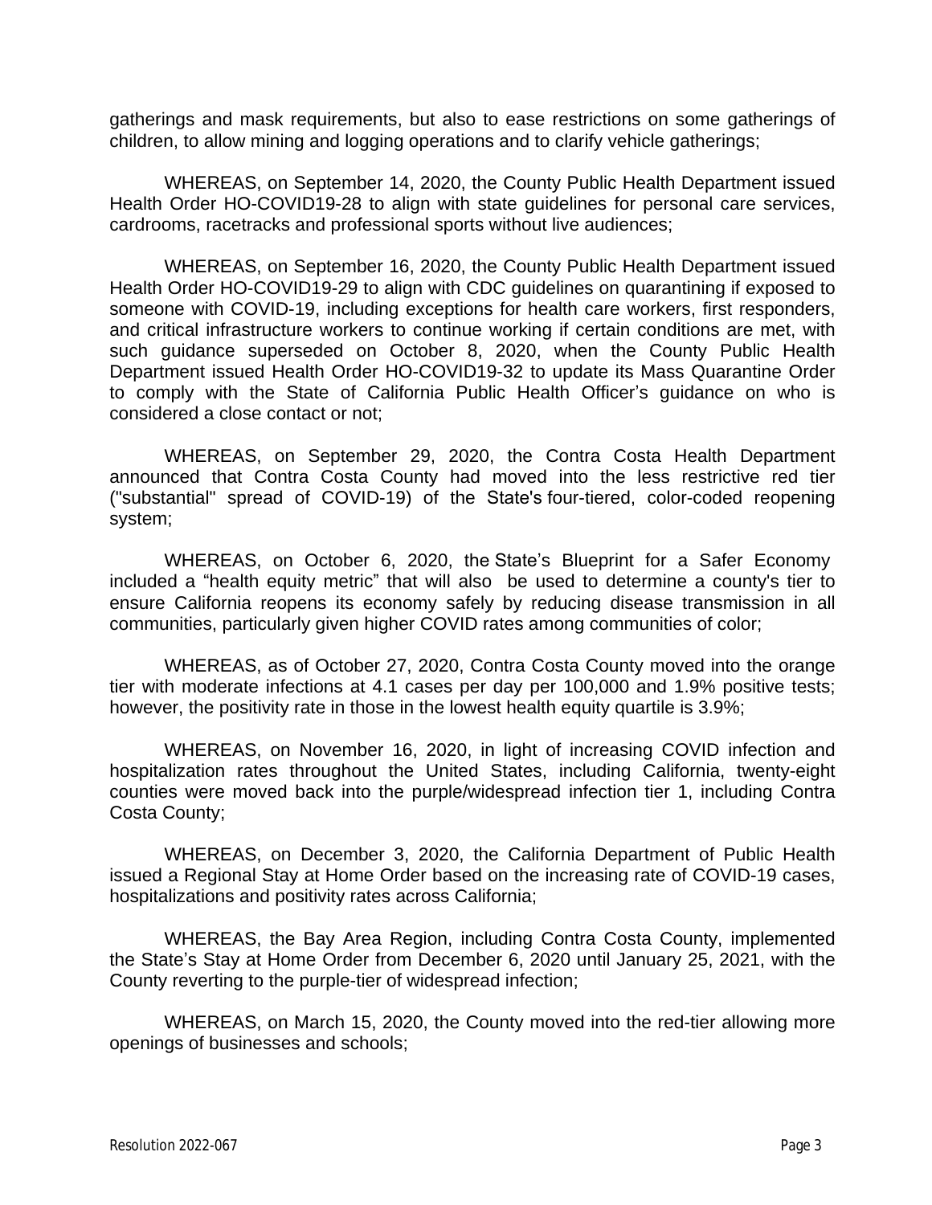gatherings and mask requirements, but also to ease restrictions on some gatherings of children, to allow mining and logging operations and to clarify vehicle gatherings;

WHEREAS, on September 14, 2020, the County Public Health Department issued Health Order HO-COVID19-28 to align with state guidelines for personal care services, cardrooms, racetracks and professional sports without live audiences;

WHEREAS, on September 16, 2020, the County Public Health Department issued Health Order HO-COVID19-29 to align with CDC guidelines on quarantining if exposed to someone with COVID-19, including exceptions for health care workers, first responders, and critical infrastructure workers to continue working if certain conditions are met, with such guidance superseded on October 8, 2020, when the County Public Health Department issued Health Order HO-COVID19-32 to update its Mass Quarantine Order to comply with the State of California Public Health Officer's guidance on who is considered a close contact or not;

WHEREAS, on September 29, 2020, the Contra Costa Health Department announced that Contra Costa County had moved into the less restrictive red tier ("substantial" spread of COVID-19) of the State's four-tiered, color-coded reopening system;

WHEREAS, on October 6, 2020, the State's Blueprint for a Safer Economy included a "health equity metric" that will also be used to determine a county's tier to ensure California reopens its economy safely by reducing disease transmission in all communities, particularly given higher COVID rates among communities of color;

WHEREAS, as of October 27, 2020, Contra Costa County moved into the orange tier with moderate infections at 4.1 cases per day per 100,000 and 1.9% positive tests; however, the positivity rate in those in the lowest health equity quartile is 3.9%;

WHEREAS, on November 16, 2020, in light of increasing COVID infection and hospitalization rates throughout the United States, including California, twenty-eight counties were moved back into the purple/widespread infection tier 1, including Contra Costa County;

WHEREAS, on December 3, 2020, the California Department of Public Health issued a Regional Stay at Home Order based on the increasing rate of COVID-19 cases, hospitalizations and positivity rates across California;

WHEREAS, the Bay Area Region, including Contra Costa County, implemented the State's Stay at Home Order from December 6, 2020 until January 25, 2021, with the County reverting to the purple-tier of widespread infection;

WHEREAS, on March 15, 2020, the County moved into the red-tier allowing more openings of businesses and schools;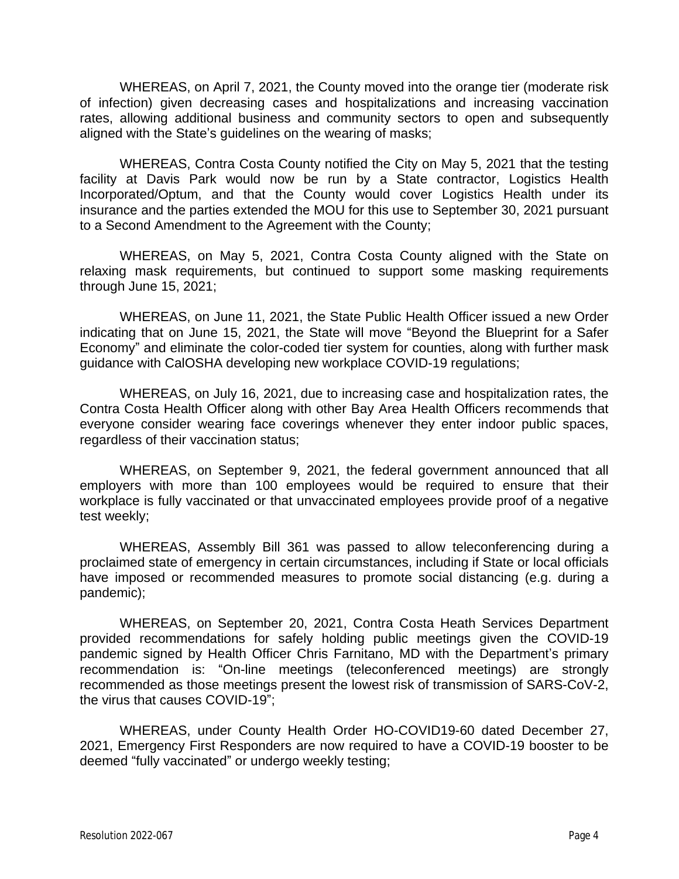WHEREAS, on April 7, 2021, the County moved into the orange tier (moderate risk of infection) given decreasing cases and hospitalizations and increasing vaccination rates, allowing additional business and community sectors to open and subsequently aligned with the State's guidelines on the wearing of masks;

WHEREAS, Contra Costa County notified the City on May 5, 2021 that the testing facility at Davis Park would now be run by a State contractor, Logistics Health Incorporated/Optum, and that the County would cover Logistics Health under its insurance and the parties extended the MOU for this use to September 30, 2021 pursuant to a Second Amendment to the Agreement with the County;

WHEREAS, on May 5, 2021, Contra Costa County aligned with the State on relaxing mask requirements, but continued to support some masking requirements through June 15, 2021;

WHEREAS, on June 11, 2021, the State Public Health Officer issued a new Order indicating that on June 15, 2021, the State will move "Beyond the Blueprint for a Safer Economy" and eliminate the color-coded tier system for counties, along with further mask guidance with CalOSHA developing new workplace COVID-19 regulations;

WHEREAS, on July 16, 2021, due to increasing case and hospitalization rates, the Contra Costa Health Officer along with other Bay Area Health Officers recommends that everyone consider wearing face coverings whenever they enter indoor public spaces, regardless of their vaccination status;

WHEREAS, on September 9, 2021, the federal government announced that all employers with more than 100 employees would be required to ensure that their workplace is fully vaccinated or that unvaccinated employees provide proof of a negative test weekly;

WHEREAS, Assembly Bill 361 was passed to allow teleconferencing during a proclaimed state of emergency in certain circumstances, including if State or local officials have imposed or recommended measures to promote social distancing (e.g. during a pandemic);

WHEREAS, on September 20, 2021, Contra Costa Heath Services Department provided recommendations for safely holding public meetings given the COVID-19 pandemic signed by Health Officer Chris Farnitano, MD with the Department's primary recommendation is: "On-line meetings (teleconferenced meetings) are strongly recommended as those meetings present the lowest risk of transmission of SARS-CoV-2, the virus that causes COVID-19";

WHEREAS, under County Health Order HO-COVID19-60 dated December 27, 2021, Emergency First Responders are now required to have a COVID-19 booster to be deemed "fully vaccinated" or undergo weekly testing;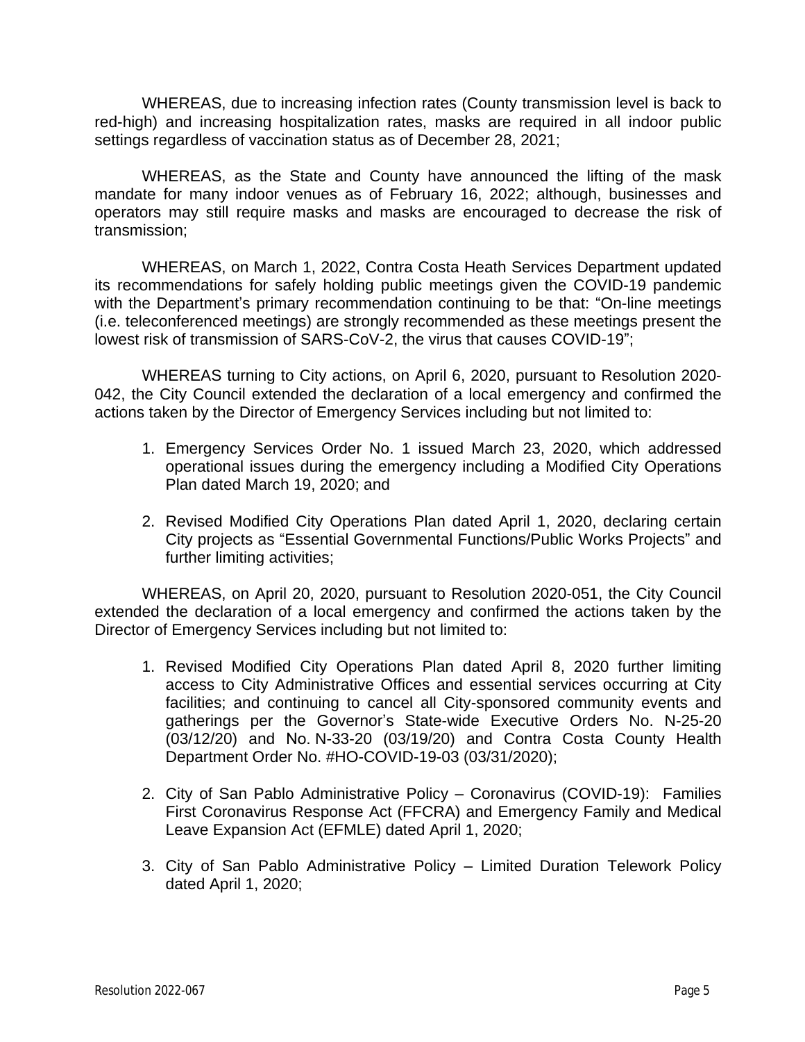WHEREAS, due to increasing infection rates (County transmission level is back to red-high) and increasing hospitalization rates, masks are required in all indoor public settings regardless of vaccination status as of December 28, 2021;

WHEREAS, as the State and County have announced the lifting of the mask mandate for many indoor venues as of February 16, 2022; although, businesses and operators may still require masks and masks are encouraged to decrease the risk of transmission;

WHEREAS, on March 1, 2022, Contra Costa Heath Services Department updated its recommendations for safely holding public meetings given the COVID-19 pandemic with the Department's primary recommendation continuing to be that: "On-line meetings (i.e. teleconferenced meetings) are strongly recommended as these meetings present the lowest risk of transmission of SARS-CoV-2, the virus that causes COVID-19";

WHEREAS turning to City actions, on April 6, 2020, pursuant to Resolution 2020-042, the City Council extended the declaration of a local emergency and confirmed the actions taken by the Director of Emergency Services including but not limited to:

1. Emergency Services Order No. 1 issued March 23, 2020, which addressed operational issues during the emergency including a Modified City Operations Plan dated March 19, 2020; and

2. Revised Modified City Operations Plan dated April 1, 2020, declaring certain City projects as "Essential Governmental Functions/Public Works Projects" and further limiting activities;

WHEREAS, on April 20, 2020, pursuant to Resolution 2020-051, the City Council extended the declaration of a local emergency and confirmed the actions taken by the Director of Emergency Services including but not limited to:

1. Revised Modified City Operations Plan dated April 8, 2020 further limiting access to City Administrative Offices and essential services occurring at City facilities; and continuing to cancel all City-sponsored community events and gatherings per the Governor's State-wide Executive Orders No. N-25-20 (03/12/20) and No. N-33-20 (03/19/20) and Contra Costa County Health Department Order No. #HO-COVID-19-03 (03/31/2020);

2. City of San Pablo Administrative Policy – Coronavirus (COVID-19): Families First Coronavirus Response Act (FFCRA) and Emergency Family and Medical Leave Expansion Act (EFMLE) dated April 1, 2020;

3. City of San Pablo Administrative Policy – Limited Duration Telework Policy dated April 1, 2020;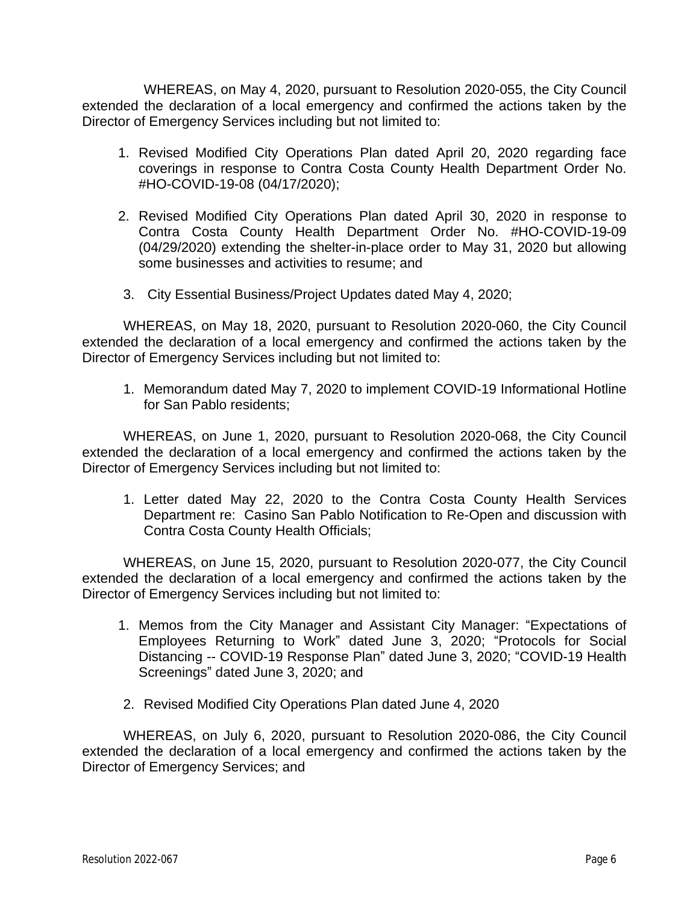WHEREAS, on May 4, 2020, pursuant to Resolution 2020-055, the City Council extended the declaration of a local emergency and confirmed the actions taken by the Director of Emergency Services including but not limited to:

1. Revised Modified City Operations Plan dated April 20, 2020 regarding face coverings in response to Contra Costa County Health Department Order No. #HO-COVID-19-08 (04/17/2020);

2. Revised Modified City Operations Plan dated April 30, 2020 in response to Contra Costa County Health Department Order No. #HO-COVID-19-09 (04/29/2020) extending the shelter-in-place order to May 31, 2020 but allowing some businesses and activities to resume; and

3. City Essential Business/Project Updates dated May 4, 2020;

WHEREAS, on May 18, 2020, pursuant to Resolution 2020-060, the City Council extended the declaration of a local emergency and confirmed the actions taken by the Director of Emergency Services including but not limited to:

1. Memorandum dated May 7, 2020 to implement COVID-19 Informational Hotline for San Pablo residents;

WHEREAS, on June 1, 2020, pursuant to Resolution 2020-068, the City Council extended the declaration of a local emergency and confirmed the actions taken by the Director of Emergency Services including but not limited to:

1. Letter dated May 22, 2020 to the Contra Costa County Health Services Department re: Casino San Pablo Notification to Re-Open and discussion with Contra Costa County Health Officials;

WHEREAS, on June 15, 2020, pursuant to Resolution 2020-077, the City Council extended the declaration of a local emergency and confirmed the actions taken by the Director of Emergency Services including but not limited to:

1. Memos from the City Manager and Assistant City Manager: "Expectations of Employees Returning to Work" dated June 3, 2020; "Protocols for Social Distancing -- COVID-19 Response Plan" dated June 3, 2020; "COVID-19 Health Screenings" dated June 3, 2020; and

2. Revised Modified City Operations Plan dated June 4, 2020

WHEREAS, on July 6, 2020, pursuant to Resolution 2020-086, the City Council extended the declaration of a local emergency and confirmed the actions taken by the Director of Emergency Services; and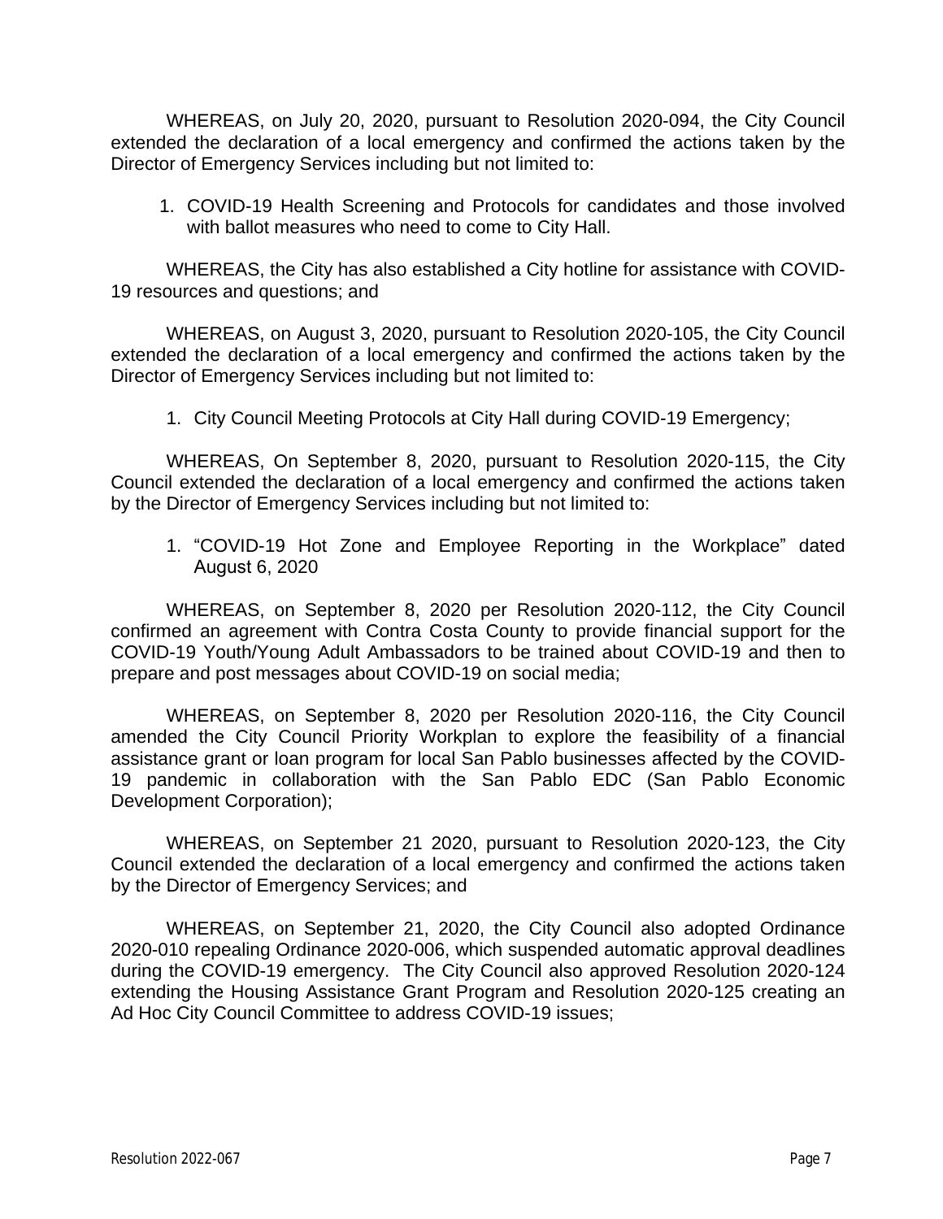WHEREAS, on July 20, 2020, pursuant to Resolution 2020-094, the City Council extended the declaration of a local emergency and confirmed the actions taken by the Director of Emergency Services including but not limited to:

1. COVID-19 Health Screening and Protocols for candidates and those involved with ballot measures who need to come to City Hall.

WHEREAS, the City has also established a City hotline for assistance with COVID-19 resources and questions; and

WHEREAS, on August 3, 2020, pursuant to Resolution 2020-105, the City Council extended the declaration of a local emergency and confirmed the actions taken by the Director of Emergency Services including but not limited to:

1. City Council Meeting Protocols at City Hall during COVID-19 Emergency;

WHEREAS, On September 8, 2020, pursuant to Resolution 2020-115, the City Council extended the declaration of a local emergency and confirmed the actions taken by the Director of Emergency Services including but not limited to:

1. "COVID-19 Hot Zone and Employee Reporting in the Workplace" dated August 6, 2020

WHEREAS, on September 8, 2020 per Resolution 2020-112, the City Council confirmed an agreement with Contra Costa County to provide financial support for the COVID-19 Youth/Young Adult Ambassadors to be trained about COVID-19 and then to prepare and post messages about COVID-19 on social media;

WHEREAS, on September 8, 2020 per Resolution 2020-116, the City Council amended the City Council Priority Workplan to explore the feasibility of a financial assistance grant or loan program for local San Pablo businesses affected by the COVID-19 pandemic in collaboration with the San Pablo EDC (San Pablo Economic Development Corporation);

WHEREAS, on September 21 2020, pursuant to Resolution 2020-123, the City Council extended the declaration of a local emergency and confirmed the actions taken by the Director of Emergency Services; and

WHEREAS, on September 21, 2020, the City Council also adopted Ordinance 2020-010 repealing Ordinance 2020-006, which suspended automatic approval deadlines during the COVID-19 emergency. The City Council also approved Resolution 2020-124 extending the Housing Assistance Grant Program and Resolution 2020-125 creating an Ad Hoc City Council Committee to address COVID-19 issues;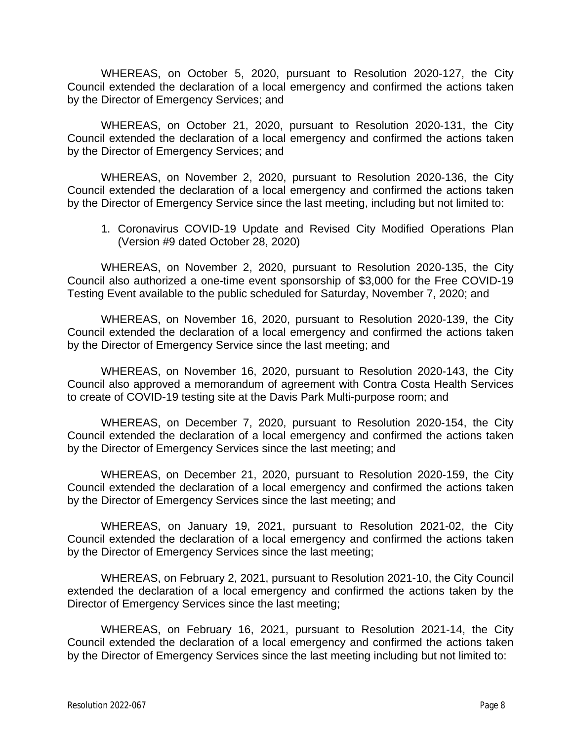WHEREAS, on October 5, 2020, pursuant to Resolution 2020-127, the City Council extended the declaration of a local emergency and confirmed the actions taken by the Director of Emergency Services; and

WHEREAS, on October 21, 2020, pursuant to Resolution 2020-131, the City Council extended the declaration of a local emergency and confirmed the actions taken by the Director of Emergency Services; and

WHEREAS, on November 2, 2020, pursuant to Resolution 2020-136, the City Council extended the declaration of a local emergency and confirmed the actions taken by the Director of Emergency Service since the last meeting, including but not limited to:

1. Coronavirus COVID-19 Update and Revised City Modified Operations Plan (Version #9 dated October 28, 2020)

WHEREAS, on November 2, 2020, pursuant to Resolution 2020-135, the City Council also authorized a one-time event sponsorship of $3,000 for the Free COVID-19 Testing Event available to the public scheduled for Saturday, November 7, 2020; and

WHEREAS, on November 16, 2020, pursuant to Resolution 2020-139, the City Council extended the declaration of a local emergency and confirmed the actions taken by the Director of Emergency Service since the last meeting; and

WHEREAS, on November 16, 2020, pursuant to Resolution 2020-143, the City Council also approved a memorandum of agreement with Contra Costa Health Services to create of COVID-19 testing site at the Davis Park Multi-purpose room; and

WHEREAS, on December 7, 2020, pursuant to Resolution 2020-154, the City Council extended the declaration of a local emergency and confirmed the actions taken by the Director of Emergency Services since the last meeting; and

WHEREAS, on December 21, 2020, pursuant to Resolution 2020-159, the City Council extended the declaration of a local emergency and confirmed the actions taken by the Director of Emergency Services since the last meeting; and

WHEREAS, on January 19, 2021, pursuant to Resolution 2021-02, the City Council extended the declaration of a local emergency and confirmed the actions taken by the Director of Emergency Services since the last meeting;

WHEREAS, on February 2, 2021, pursuant to Resolution 2021-10, the City Council extended the declaration of a local emergency and confirmed the actions taken by the Director of Emergency Services since the last meeting;

WHEREAS, on February 16, 2021, pursuant to Resolution 2021-14, the City Council extended the declaration of a local emergency and confirmed the actions taken by the Director of Emergency Services since the last meeting including but not limited to: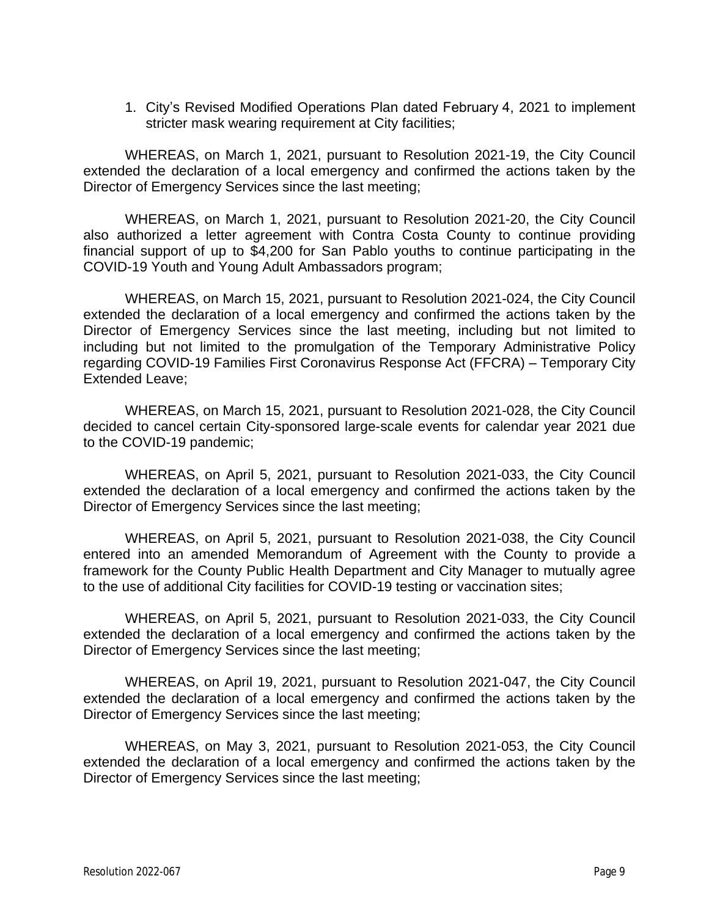1. City's Revised Modified Operations Plan dated February 4, 2021 to implement stricter mask wearing requirement at City facilities;

WHEREAS, on March 1, 2021, pursuant to Resolution 2021-19, the City Council extended the declaration of a local emergency and confirmed the actions taken by the Director of Emergency Services since the last meeting;

WHEREAS, on March 1, 2021, pursuant to Resolution 2021-20, the City Council also authorized a letter agreement with Contra Costa County to continue providing financial support of up to $4,200 for San Pablo youths to continue participating in the COVID-19 Youth and Young Adult Ambassadors program;

WHEREAS, on March 15, 2021, pursuant to Resolution 2021-024, the City Council extended the declaration of a local emergency and confirmed the actions taken by the Director of Emergency Services since the last meeting, including but not limited to including but not limited to the promulgation of the Temporary Administrative Policy regarding COVID-19 Families First Coronavirus Response Act (FFCRA) – Temporary City Extended Leave;

WHEREAS, on March 15, 2021, pursuant to Resolution 2021-028, the City Council decided to cancel certain City-sponsored large-scale events for calendar year 2021 due to the COVID-19 pandemic;

WHEREAS, on April 5, 2021, pursuant to Resolution 2021-033, the City Council extended the declaration of a local emergency and confirmed the actions taken by the Director of Emergency Services since the last meeting;

WHEREAS, on April 5, 2021, pursuant to Resolution 2021-038, the City Council entered into an amended Memorandum of Agreement with the County to provide a framework for the County Public Health Department and City Manager to mutually agree to the use of additional City facilities for COVID-19 testing or vaccination sites;

WHEREAS, on April 5, 2021, pursuant to Resolution 2021-033, the City Council extended the declaration of a local emergency and confirmed the actions taken by the Director of Emergency Services since the last meeting;

WHEREAS, on April 19, 2021, pursuant to Resolution 2021-047, the City Council extended the declaration of a local emergency and confirmed the actions taken by the Director of Emergency Services since the last meeting;

WHEREAS, on May 3, 2021, pursuant to Resolution 2021-053, the City Council extended the declaration of a local emergency and confirmed the actions taken by the Director of Emergency Services since the last meeting;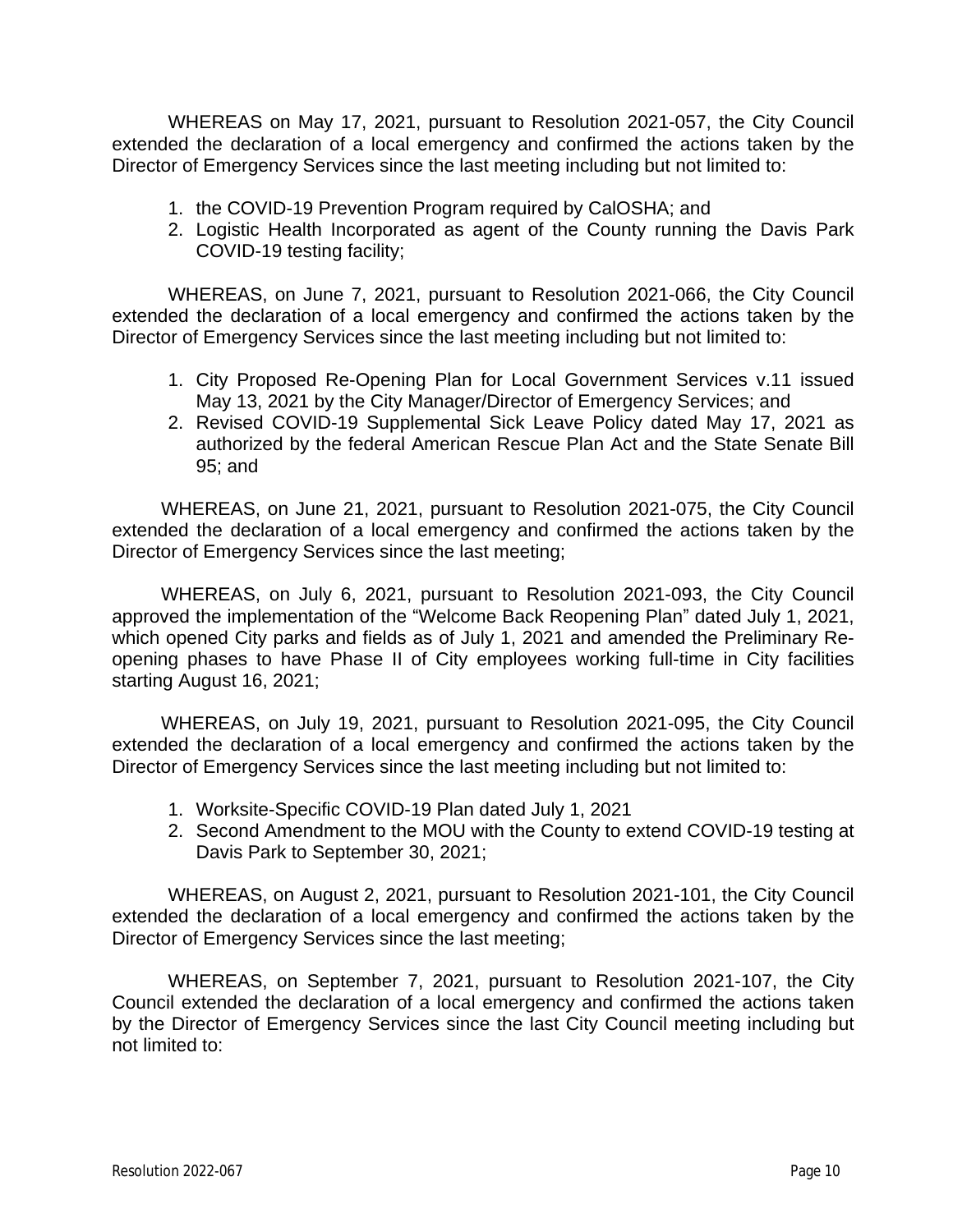WHEREAS on May 17, 2021, pursuant to Resolution 2021-057, the City Council extended the declaration of a local emergency and confirmed the actions taken by the Director of Emergency Services since the last meeting including but not limited to:

1. the COVID-19 Prevention Program required by CalOSHA; and
2. Logistic Health Incorporated as agent of the County running the Davis Park COVID-19 testing facility;

WHEREAS, on June 7, 2021, pursuant to Resolution 2021-066, the City Council extended the declaration of a local emergency and confirmed the actions taken by the Director of Emergency Services since the last meeting including but not limited to:

1. City Proposed Re-Opening Plan for Local Government Services v.11 issued May 13, 2021 by the City Manager/Director of Emergency Services; and
2. Revised COVID-19 Supplemental Sick Leave Policy dated May 17, 2021 as authorized by the federal American Rescue Plan Act and the State Senate Bill 95; and

WHEREAS, on June 21, 2021, pursuant to Resolution 2021-075, the City Council extended the declaration of a local emergency and confirmed the actions taken by the Director of Emergency Services since the last meeting;

WHEREAS, on July 6, 2021, pursuant to Resolution 2021-093, the City Council approved the implementation of the "Welcome Back Reopening Plan" dated July 1, 2021, which opened City parks and fields as of July 1, 2021 and amended the Preliminary Re-opening phases to have Phase II of City employees working full-time in City facilities starting August 16, 2021;

WHEREAS, on July 19, 2021, pursuant to Resolution 2021-095, the City Council extended the declaration of a local emergency and confirmed the actions taken by the Director of Emergency Services since the last meeting including but not limited to:

1. Worksite-Specific COVID-19 Plan dated July 1, 2021
2. Second Amendment to the MOU with the County to extend COVID-19 testing at Davis Park to September 30, 2021;

WHEREAS, on August 2, 2021, pursuant to Resolution 2021-101, the City Council extended the declaration of a local emergency and confirmed the actions taken by the Director of Emergency Services since the last meeting;

WHEREAS, on September 7, 2021, pursuant to Resolution 2021-107, the City Council extended the declaration of a local emergency and confirmed the actions taken by the Director of Emergency Services since the last City Council meeting including but not limited to: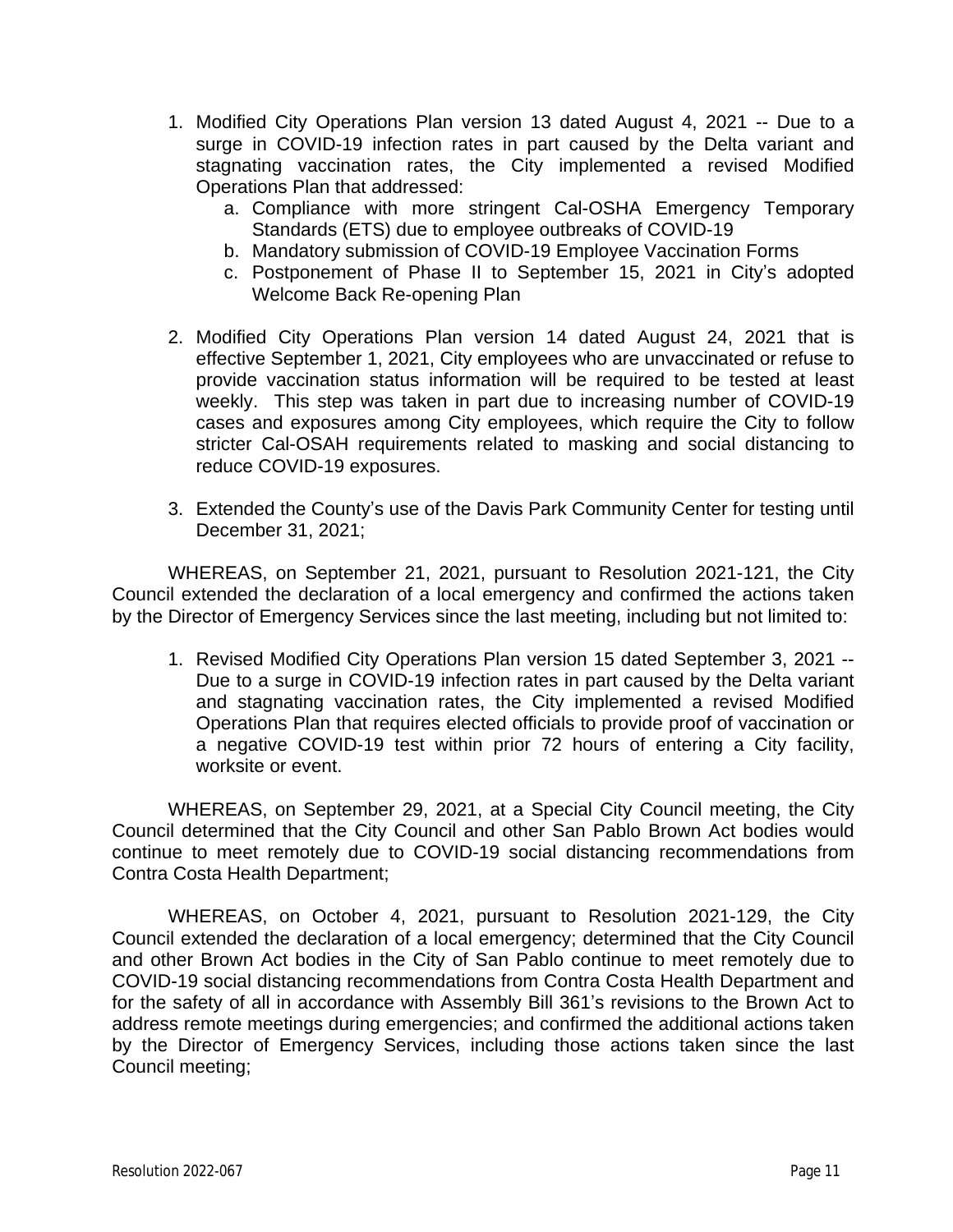1. Modified City Operations Plan version 13 dated August 4, 2021 -- Due to a surge in COVID-19 infection rates in part caused by the Delta variant and stagnating vaccination rates, the City implemented a revised Modified Operations Plan that addressed:
    a. Compliance with more stringent Cal-OSHA Emergency Temporary Standards (ETS) due to employee outbreaks of COVID-19
    b. Mandatory submission of COVID-19 Employee Vaccination Forms
    c. Postponement of Phase II to September 15, 2021 in City's adopted Welcome Back Re-opening Plan

2. Modified City Operations Plan version 14 dated August 24, 2021 that is effective September 1, 2021, City employees who are unvaccinated or refuse to provide vaccination status information will be required to be tested at least weekly. This step was taken in part due to increasing number of COVID-19 cases and exposures among City employees, which require the City to follow stricter Cal-OSAH requirements related to masking and social distancing to reduce COVID-19 exposures.

3. Extended the County's use of the Davis Park Community Center for testing until December 31, 2021;

WHEREAS, on September 21, 2021, pursuant to Resolution 2021-121, the City Council extended the declaration of a local emergency and confirmed the actions taken by the Director of Emergency Services since the last meeting, including but not limited to:

1. Revised Modified City Operations Plan version 15 dated September 3, 2021 -- Due to a surge in COVID-19 infection rates in part caused by the Delta variant and stagnating vaccination rates, the City implemented a revised Modified Operations Plan that requires elected officials to provide proof of vaccination or a negative COVID-19 test within prior 72 hours of entering a City facility, worksite or event.

WHEREAS, on September 29, 2021, at a Special City Council meeting, the City Council determined that the City Council and other San Pablo Brown Act bodies would continue to meet remotely due to COVID-19 social distancing recommendations from Contra Costa Health Department;

WHEREAS, on October 4, 2021, pursuant to Resolution 2021-129, the City Council extended the declaration of a local emergency; determined that the City Council and other Brown Act bodies in the City of San Pablo continue to meet remotely due to COVID-19 social distancing recommendations from Contra Costa Health Department and for the safety of all in accordance with Assembly Bill 361's revisions to the Brown Act to address remote meetings during emergencies; and confirmed the additional actions taken by the Director of Emergency Services, including those actions taken since the last Council meeting;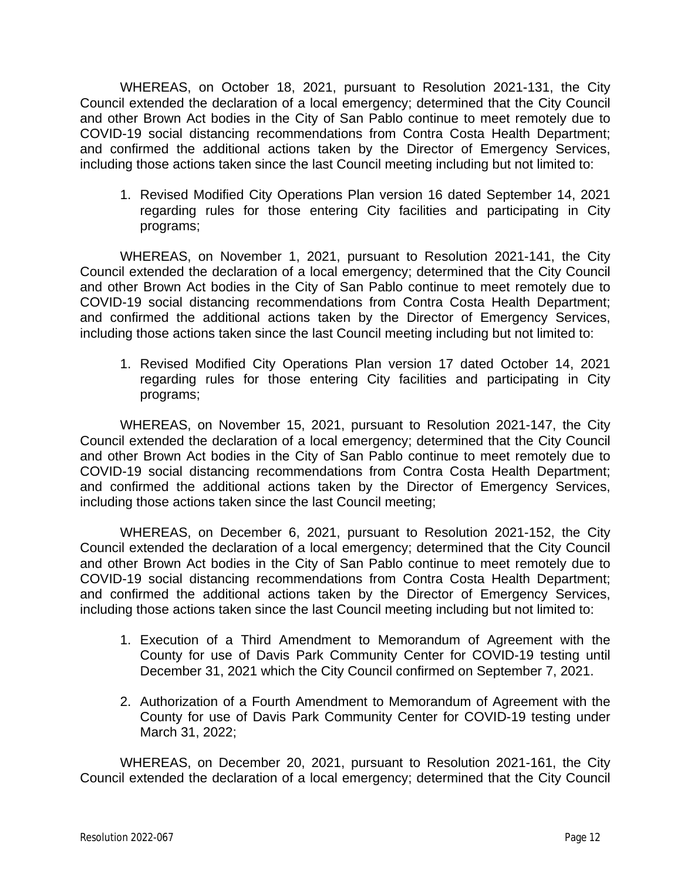WHEREAS, on October 18, 2021, pursuant to Resolution 2021-131, the City Council extended the declaration of a local emergency; determined that the City Council and other Brown Act bodies in the City of San Pablo continue to meet remotely due to COVID-19 social distancing recommendations from Contra Costa Health Department; and confirmed the additional actions taken by the Director of Emergency Services, including those actions taken since the last Council meeting including but not limited to:

1. Revised Modified City Operations Plan version 16 dated September 14, 2021 regarding rules for those entering City facilities and participating in City programs;

WHEREAS, on November 1, 2021, pursuant to Resolution 2021-141, the City Council extended the declaration of a local emergency; determined that the City Council and other Brown Act bodies in the City of San Pablo continue to meet remotely due to COVID-19 social distancing recommendations from Contra Costa Health Department; and confirmed the additional actions taken by the Director of Emergency Services, including those actions taken since the last Council meeting including but not limited to:

1. Revised Modified City Operations Plan version 17 dated October 14, 2021 regarding rules for those entering City facilities and participating in City programs;

WHEREAS, on November 15, 2021, pursuant to Resolution 2021-147, the City Council extended the declaration of a local emergency; determined that the City Council and other Brown Act bodies in the City of San Pablo continue to meet remotely due to COVID-19 social distancing recommendations from Contra Costa Health Department; and confirmed the additional actions taken by the Director of Emergency Services, including those actions taken since the last Council meeting;

WHEREAS, on December 6, 2021, pursuant to Resolution 2021-152, the City Council extended the declaration of a local emergency; determined that the City Council and other Brown Act bodies in the City of San Pablo continue to meet remotely due to COVID-19 social distancing recommendations from Contra Costa Health Department; and confirmed the additional actions taken by the Director of Emergency Services, including those actions taken since the last Council meeting including but not limited to:

1. Execution of a Third Amendment to Memorandum of Agreement with the County for use of Davis Park Community Center for COVID-19 testing until December 31, 2021 which the City Council confirmed on September 7, 2021.

2. Authorization of a Fourth Amendment to Memorandum of Agreement with the County for use of Davis Park Community Center for COVID-19 testing under March 31, 2022;

WHEREAS, on December 20, 2021, pursuant to Resolution 2021-161, the City Council extended the declaration of a local emergency; determined that the City Council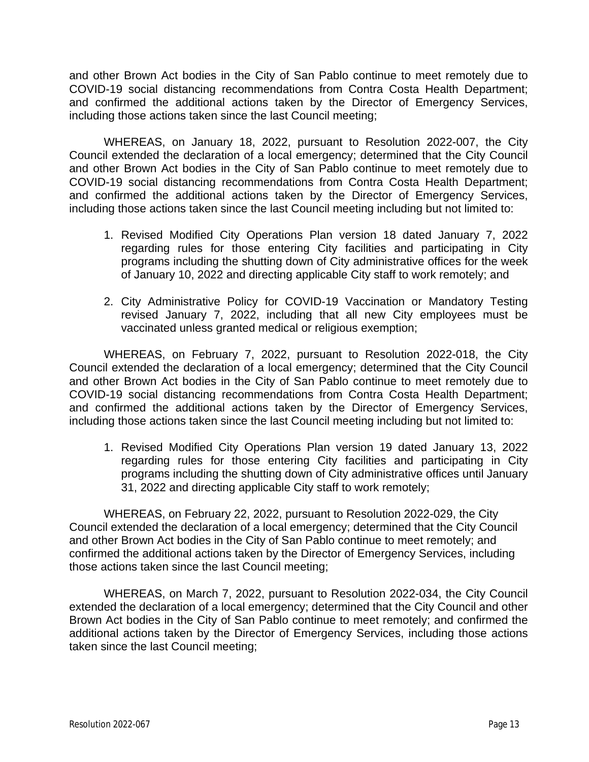and other Brown Act bodies in the City of San Pablo continue to meet remotely due to COVID-19 social distancing recommendations from Contra Costa Health Department; and confirmed the additional actions taken by the Director of Emergency Services, including those actions taken since the last Council meeting;

WHEREAS, on January 18, 2022, pursuant to Resolution 2022-007, the City Council extended the declaration of a local emergency; determined that the City Council and other Brown Act bodies in the City of San Pablo continue to meet remotely due to COVID-19 social distancing recommendations from Contra Costa Health Department; and confirmed the additional actions taken by the Director of Emergency Services, including those actions taken since the last Council meeting including but not limited to:

1. Revised Modified City Operations Plan version 18 dated January 7, 2022 regarding rules for those entering City facilities and participating in City programs including the shutting down of City administrative offices for the week of January 10, 2022 and directing applicable City staff to work remotely; and

2. City Administrative Policy for COVID-19 Vaccination or Mandatory Testing revised January 7, 2022, including that all new City employees must be vaccinated unless granted medical or religious exemption;

WHEREAS, on February 7, 2022, pursuant to Resolution 2022-018, the City Council extended the declaration of a local emergency; determined that the City Council and other Brown Act bodies in the City of San Pablo continue to meet remotely due to COVID-19 social distancing recommendations from Contra Costa Health Department; and confirmed the additional actions taken by the Director of Emergency Services, including those actions taken since the last Council meeting including but not limited to:

1. Revised Modified City Operations Plan version 19 dated January 13, 2022 regarding rules for those entering City facilities and participating in City programs including the shutting down of City administrative offices until January 31, 2022 and directing applicable City staff to work remotely;

WHEREAS, on February 22, 2022, pursuant to Resolution 2022-029, the City Council extended the declaration of a local emergency; determined that the City Council and other Brown Act bodies in the City of San Pablo continue to meet remotely; and confirmed the additional actions taken by the Director of Emergency Services, including those actions taken since the last Council meeting;

WHEREAS, on March 7, 2022, pursuant to Resolution 2022-034, the City Council extended the declaration of a local emergency; determined that the City Council and other Brown Act bodies in the City of San Pablo continue to meet remotely; and confirmed the additional actions taken by the Director of Emergency Services, including those actions taken since the last Council meeting;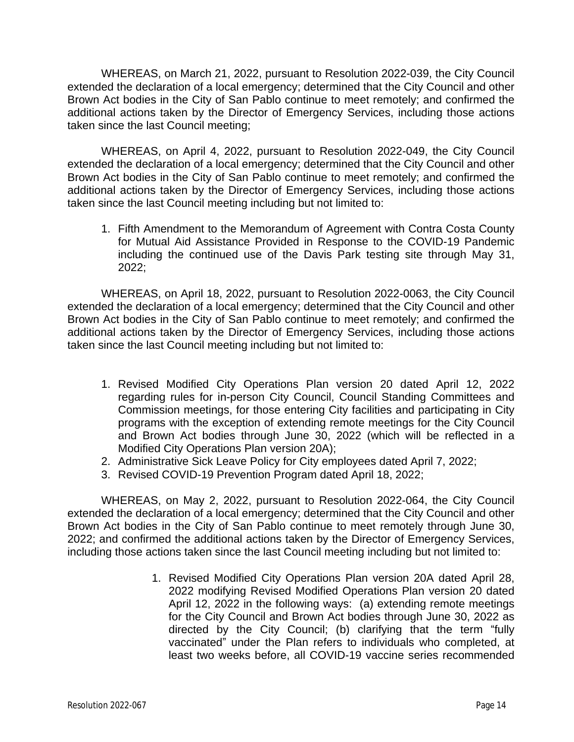WHEREAS, on March 21, 2022, pursuant to Resolution 2022-039, the City Council extended the declaration of a local emergency; determined that the City Council and other Brown Act bodies in the City of San Pablo continue to meet remotely; and confirmed the additional actions taken by the Director of Emergency Services, including those actions taken since the last Council meeting;

WHEREAS, on April 4, 2022, pursuant to Resolution 2022-049, the City Council extended the declaration of a local emergency; determined that the City Council and other Brown Act bodies in the City of San Pablo continue to meet remotely; and confirmed the additional actions taken by the Director of Emergency Services, including those actions taken since the last Council meeting including but not limited to:

1. Fifth Amendment to the Memorandum of Agreement with Contra Costa County for Mutual Aid Assistance Provided in Response to the COVID-19 Pandemic including the continued use of the Davis Park testing site through May 31, 2022;

WHEREAS, on April 18, 2022, pursuant to Resolution 2022-0063, the City Council extended the declaration of a local emergency; determined that the City Council and other Brown Act bodies in the City of San Pablo continue to meet remotely; and confirmed the additional actions taken by the Director of Emergency Services, including those actions taken since the last Council meeting including but not limited to:

1. Revised Modified City Operations Plan version 20 dated April 12, 2022 regarding rules for in-person City Council, Council Standing Committees and Commission meetings, for those entering City facilities and participating in City programs with the exception of extending remote meetings for the City Council and Brown Act bodies through June 30, 2022 (which will be reflected in a Modified City Operations Plan version 20A);
2. Administrative Sick Leave Policy for City employees dated April 7, 2022;
3. Revised COVID-19 Prevention Program dated April 18, 2022;

WHEREAS, on May 2, 2022, pursuant to Resolution 2022-064, the City Council extended the declaration of a local emergency; determined that the City Council and other Brown Act bodies in the City of San Pablo continue to meet remotely through June 30, 2022; and confirmed the additional actions taken by the Director of Emergency Services, including those actions taken since the last Council meeting including but not limited to:

1. Revised Modified City Operations Plan version 20A dated April 28, 2022 modifying Revised Modified Operations Plan version 20 dated April 12, 2022 in the following ways: (a) extending remote meetings for the City Council and Brown Act bodies through June 30, 2022 as directed by the City Council; (b) clarifying that the term "fully vaccinated" under the Plan refers to individuals who completed, at least two weeks before, all COVID-19 vaccine series recommended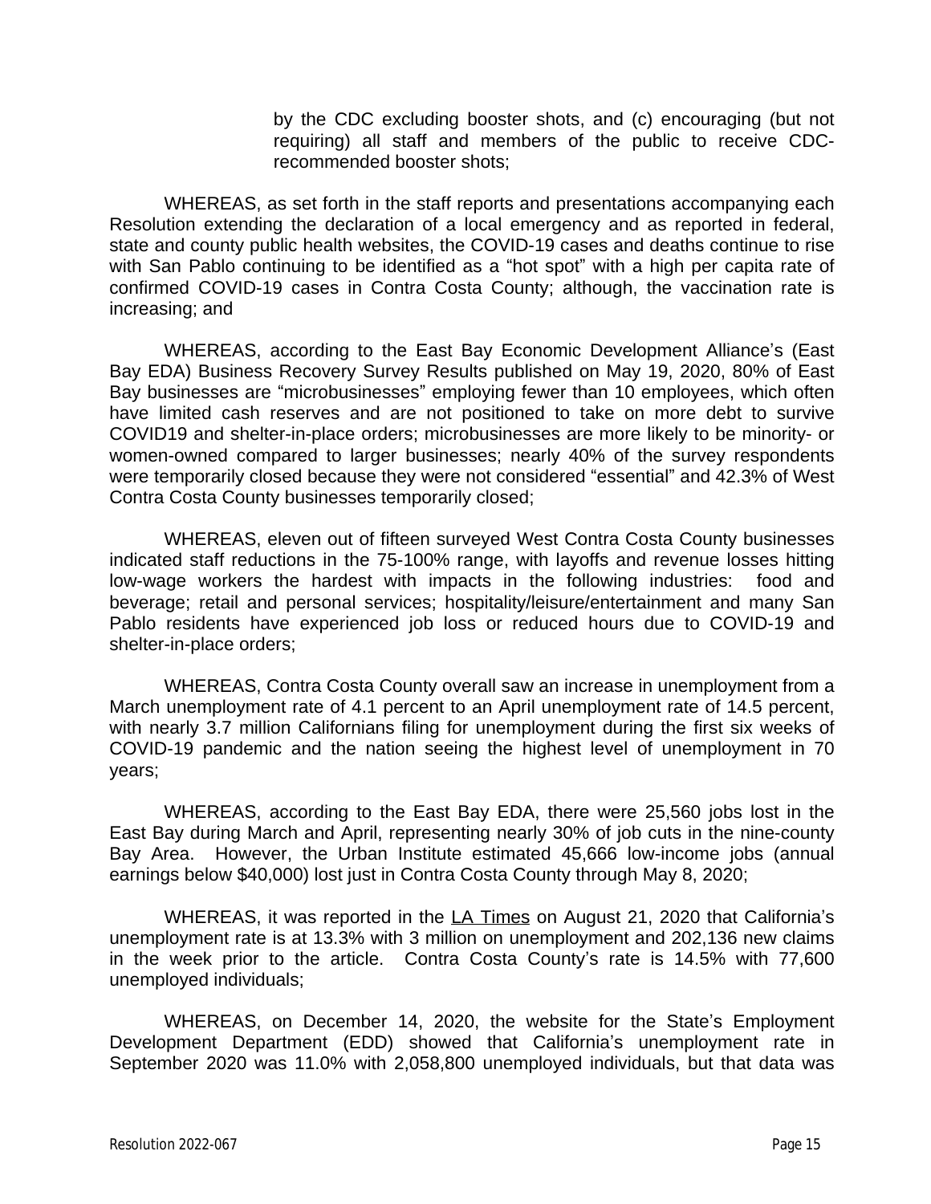by the CDC excluding booster shots, and (c) encouraging (but not requiring) all staff and members of the public to receive CDC-recommended booster shots;

WHEREAS, as set forth in the staff reports and presentations accompanying each Resolution extending the declaration of a local emergency and as reported in federal, state and county public health websites, the COVID-19 cases and deaths continue to rise with San Pablo continuing to be identified as a "hot spot" with a high per capita rate of confirmed COVID-19 cases in Contra Costa County; although, the vaccination rate is increasing; and

WHEREAS, according to the East Bay Economic Development Alliance's (East Bay EDA) Business Recovery Survey Results published on May 19, 2020, 80% of East Bay businesses are "microbusinesses" employing fewer than 10 employees, which often have limited cash reserves and are not positioned to take on more debt to survive COVID19 and shelter-in-place orders; microbusinesses are more likely to be minority- or women-owned compared to larger businesses; nearly 40% of the survey respondents were temporarily closed because they were not considered "essential" and 42.3% of West Contra Costa County businesses temporarily closed;

WHEREAS, eleven out of fifteen surveyed West Contra Costa County businesses indicated staff reductions in the 75-100% range, with layoffs and revenue losses hitting low-wage workers the hardest with impacts in the following industries: food and beverage; retail and personal services; hospitality/leisure/entertainment and many San Pablo residents have experienced job loss or reduced hours due to COVID-19 and shelter-in-place orders;

WHEREAS, Contra Costa County overall saw an increase in unemployment from a March unemployment rate of 4.1 percent to an April unemployment rate of 14.5 percent, with nearly 3.7 million Californians filing for unemployment during the first six weeks of COVID-19 pandemic and the nation seeing the highest level of unemployment in 70 years;

WHEREAS, according to the East Bay EDA, there were 25,560 jobs lost in the East Bay during March and April, representing nearly 30% of job cuts in the nine-county Bay Area. However, the Urban Institute estimated 45,666 low-income jobs (annual earnings below $40,000) lost just in Contra Costa County through May 8, 2020;

WHEREAS, it was reported in the LA Times on August 21, 2020 that California's unemployment rate is at 13.3% with 3 million on unemployment and 202,136 new claims in the week prior to the article. Contra Costa County's rate is 14.5% with 77,600 unemployed individuals;

WHEREAS, on December 14, 2020, the website for the State's Employment Development Department (EDD) showed that California's unemployment rate in September 2020 was 11.0% with 2,058,800 unemployed individuals, but that data was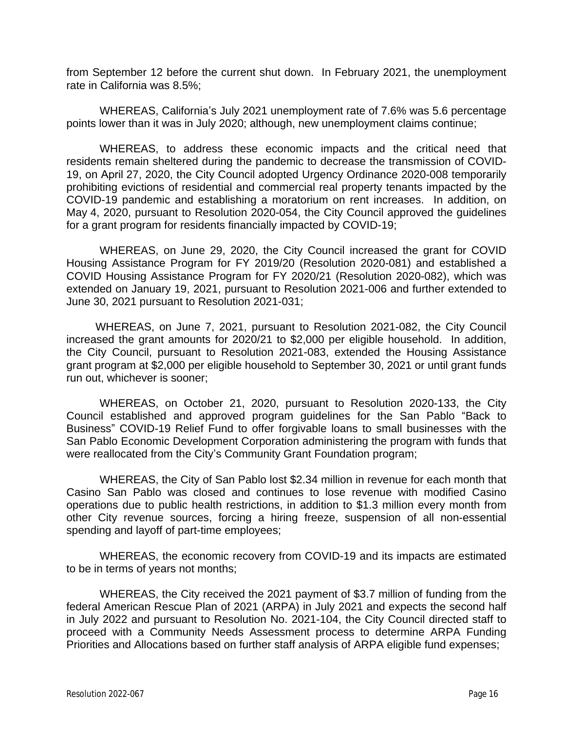from September 12 before the current shut down. In February 2021, the unemployment rate in California was 8.5%;

WHEREAS, California's July 2021 unemployment rate of 7.6% was 5.6 percentage points lower than it was in July 2020; although, new unemployment claims continue;

WHEREAS, to address these economic impacts and the critical need that residents remain sheltered during the pandemic to decrease the transmission of COVID-19, on April 27, 2020, the City Council adopted Urgency Ordinance 2020-008 temporarily prohibiting evictions of residential and commercial real property tenants impacted by the COVID-19 pandemic and establishing a moratorium on rent increases. In addition, on May 4, 2020, pursuant to Resolution 2020-054, the City Council approved the guidelines for a grant program for residents financially impacted by COVID-19;

WHEREAS, on June 29, 2020, the City Council increased the grant for COVID Housing Assistance Program for FY 2019/20 (Resolution 2020-081) and established a COVID Housing Assistance Program for FY 2020/21 (Resolution 2020-082), which was extended on January 19, 2021, pursuant to Resolution 2021-006 and further extended to June 30, 2021 pursuant to Resolution 2021-031;

WHEREAS, on June 7, 2021, pursuant to Resolution 2021-082, the City Council increased the grant amounts for 2020/21 to $2,000 per eligible household. In addition, the City Council, pursuant to Resolution 2021-083, extended the Housing Assistance grant program at $2,000 per eligible household to September 30, 2021 or until grant funds run out, whichever is sooner;

WHEREAS, on October 21, 2020, pursuant to Resolution 2020-133, the City Council established and approved program guidelines for the San Pablo "Back to Business" COVID-19 Relief Fund to offer forgivable loans to small businesses with the San Pablo Economic Development Corporation administering the program with funds that were reallocated from the City's Community Grant Foundation program;

WHEREAS, the City of San Pablo lost $2.34 million in revenue for each month that Casino San Pablo was closed and continues to lose revenue with modified Casino operations due to public health restrictions, in addition to $1.3 million every month from other City revenue sources, forcing a hiring freeze, suspension of all non-essential spending and layoff of part-time employees;

WHEREAS, the economic recovery from COVID-19 and its impacts are estimated to be in terms of years not months;

WHEREAS, the City received the 2021 payment of $3.7 million of funding from the federal American Rescue Plan of 2021 (ARPA) in July 2021 and expects the second half in July 2022 and pursuant to Resolution No. 2021-104, the City Council directed staff to proceed with a Community Needs Assessment process to determine ARPA Funding Priorities and Allocations based on further staff analysis of ARPA eligible fund expenses;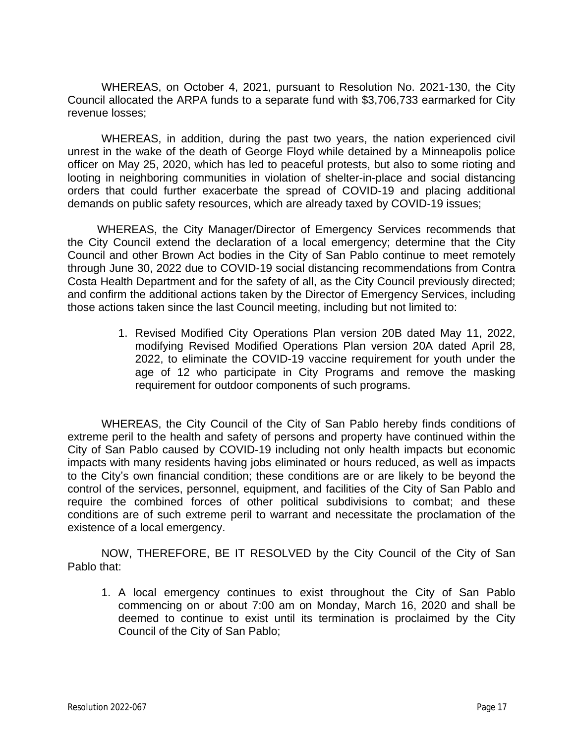WHEREAS, on October 4, 2021, pursuant to Resolution No. 2021-130, the City Council allocated the ARPA funds to a separate fund with $3,706,733 earmarked for City revenue losses;

WHEREAS, in addition, during the past two years, the nation experienced civil unrest in the wake of the death of George Floyd while detained by a Minneapolis police officer on May 25, 2020, which has led to peaceful protests, but also to some rioting and looting in neighboring communities in violation of shelter-in-place and social distancing orders that could further exacerbate the spread of COVID-19 and placing additional demands on public safety resources, which are already taxed by COVID-19 issues;

WHEREAS, the City Manager/Director of Emergency Services recommends that the City Council extend the declaration of a local emergency; determine that the City Council and other Brown Act bodies in the City of San Pablo continue to meet remotely through June 30, 2022 due to COVID-19 social distancing recommendations from Contra Costa Health Department and for the safety of all, as the City Council previously directed; and confirm the additional actions taken by the Director of Emergency Services, including those actions taken since the last Council meeting, including but not limited to:

1. Revised Modified City Operations Plan version 20B dated May 11, 2022, modifying Revised Modified Operations Plan version 20A dated April 28, 2022, to eliminate the COVID-19 vaccine requirement for youth under the age of 12 who participate in City Programs and remove the masking requirement for outdoor components of such programs.

WHEREAS, the City Council of the City of San Pablo hereby finds conditions of extreme peril to the health and safety of persons and property have continued within the City of San Pablo caused by COVID-19 including not only health impacts but economic impacts with many residents having jobs eliminated or hours reduced, as well as impacts to the City's own financial condition; these conditions are or are likely to be beyond the control of the services, personnel, equipment, and facilities of the City of San Pablo and require the combined forces of other political subdivisions to combat; and these conditions are of such extreme peril to warrant and necessitate the proclamation of the existence of a local emergency.

NOW, THEREFORE, BE IT RESOLVED by the City Council of the City of San Pablo that:

1. A local emergency continues to exist throughout the City of San Pablo commencing on or about 7:00 am on Monday, March 16, 2020 and shall be deemed to continue to exist until its termination is proclaimed by the City Council of the City of San Pablo;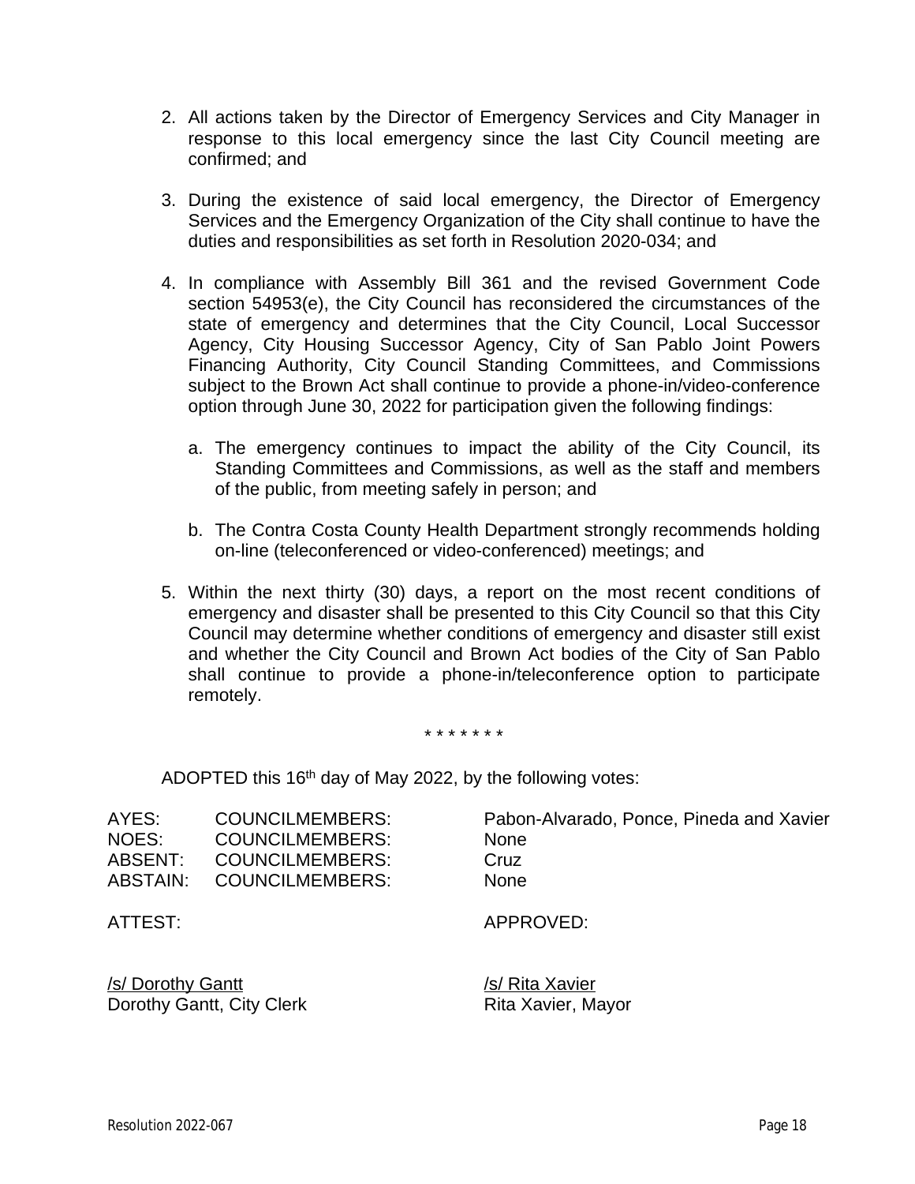2. All actions taken by the Director of Emergency Services and City Manager in response to this local emergency since the last City Council meeting are confirmed; and

3. During the existence of said local emergency, the Director of Emergency Services and the Emergency Organization of the City shall continue to have the duties and responsibilities as set forth in Resolution 2020-034; and

4. In compliance with Assembly Bill 361 and the revised Government Code section 54953(e), the City Council has reconsidered the circumstances of the state of emergency and determines that the City Council, Local Successor Agency, City Housing Successor Agency, City of San Pablo Joint Powers Financing Authority, City Council Standing Committees, and Commissions subject to the Brown Act shall continue to provide a phone-in/video-conference option through June 30, 2022 for participation given the following findings:

   a. The emergency continues to impact the ability of the City Council, its Standing Committees and Commissions, as well as the staff and members of the public, from meeting safely in person; and

   b. The Contra Costa County Health Department strongly recommends holding on-line (teleconferenced or video-conferenced) meetings; and

5. Within the next thirty (30) days, a report on the most recent conditions of emergency and disaster shall be presented to this City Council so that this City Council may determine whether conditions of emergency and disaster still exist and whether the City Council and Brown Act bodies of the City of San Pablo shall continue to provide a phone-in/teleconference option to participate remotely.

* * * * * * *

ADOPTED this 16th day of May 2022, by the following votes:

| | | |
|---|---|---|
| AYES: | COUNCILMEMBERS: | Pabon-Alvarado, Ponce, Pineda and Xavier |
| NOES: | COUNCILMEMBERS: | None |
| ABSENT: | COUNCILMEMBERS: | Cruz |
| ABSTAIN: | COUNCILMEMBERS: | None |

ATTEST: 

/s/ Dorothy Gantt
Dorothy Gantt, City Clerk

APPROVED:

/s/ Rita Xavier
Rita Xavier, Mayor